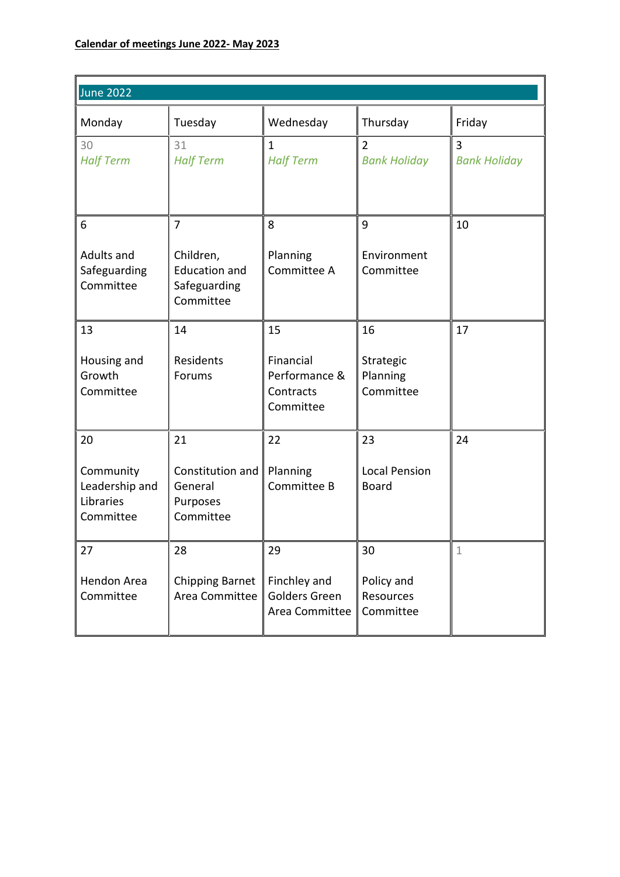**Calendar of meetings June 2022- May 2023**

| June 2022 | | | | |
|---|---|---|---|---|
| Monday | Tuesday | Wednesday | Thursday | Friday |
| 30<br>*Half Term* | 31<br>*Half Term* | 1<br>*Half Term* | 2<br>*Bank Holiday* | 3<br>*Bank Holiday* |
| 6<br><br>Adults and Safeguarding Committee | 7<br><br>Children, Education and Safeguarding Committee | 8<br><br>Planning Committee A | 9<br><br>Environment Committee | 10 |
| 13<br><br>Housing and Growth Committee | 14<br><br>Residents Forums | 15<br><br>Financial Performance & Contracts Committee | 16<br><br>Strategic Planning Committee | 17 |
| 20<br><br>Community Leadership and Libraries Committee | 21<br><br>Constitution and General Purposes Committee | 22<br><br>Planning Committee B | 23<br><br>Local Pension Board | 24 |
| 27<br><br>Hendon Area Committee | 28<br><br>Chipping Barnet Area Committee | 29<br><br>Finchley and Golders Green Area Committee | 30<br><br>Policy and Resources Committee | 1 |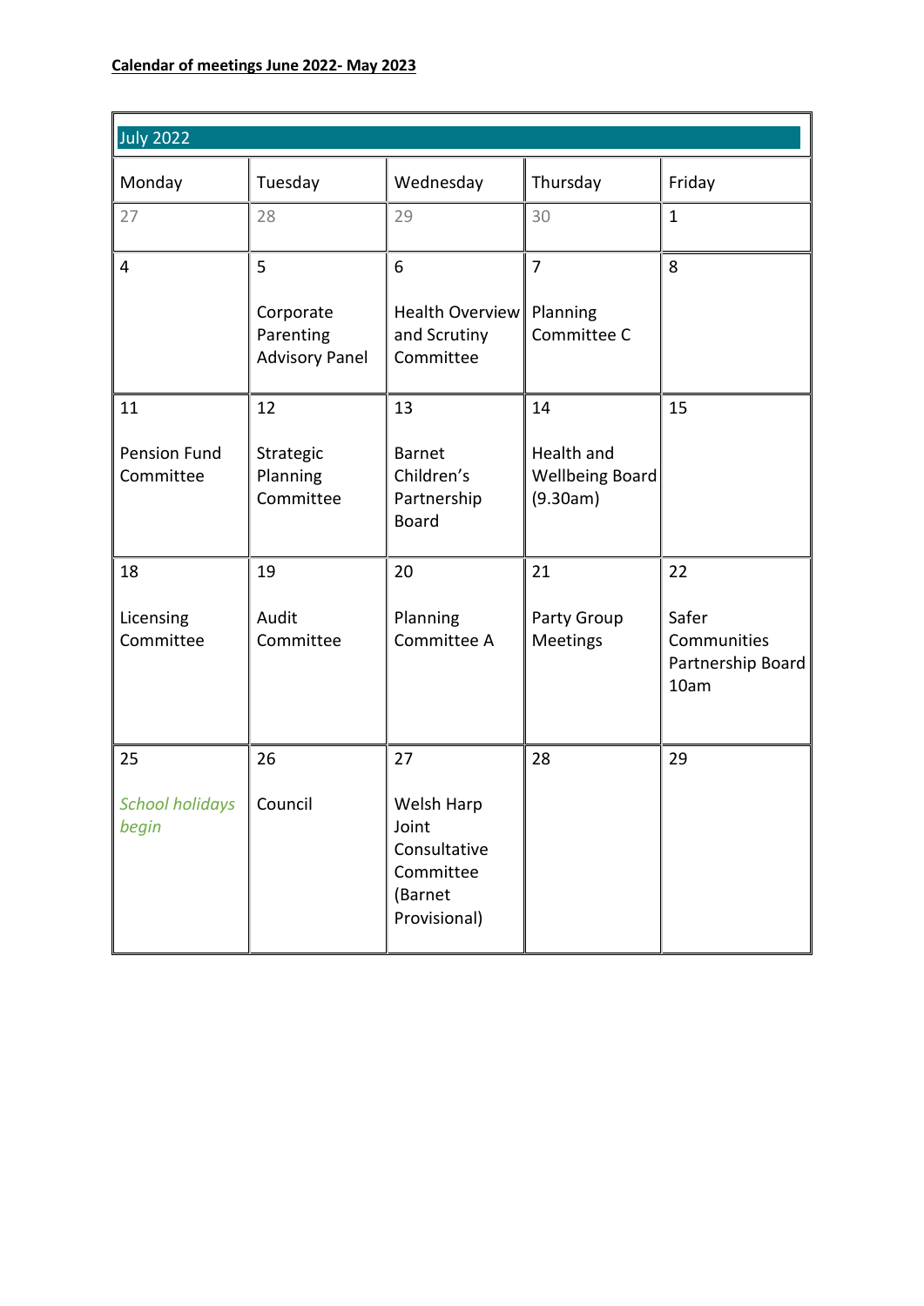**Calendar of meetings June 2022- May 2023**

| July 2022 | | | | |
|---|---|---|---|---|
| Monday | Tuesday | Wednesday | Thursday | Friday |
| 27 | 28 | 29 | 30 | 1 |
| 4 | 5<br><br>Corporate Parenting Advisory Panel | 6<br><br>Health Overview and Scrutiny Committee | 7<br><br>Planning Committee C | 8 |
| 11<br><br>Pension Fund Committee | 12<br><br>Strategic Planning Committee | 13<br><br>Barnet Children's Partnership Board | 14<br><br>Health and Wellbeing Board (9.30am) | 15 |
| 18<br><br>Licensing Committee | 19<br><br>Audit Committee | 20<br><br>Planning Committee A | 21<br><br>Party Group Meetings | 22<br><br>Safer Communities Partnership Board 10am |
| 25<br><br>*School holidays begin* | 26<br><br>Council | 27<br><br>Welsh Harp Joint Consultative Committee (Barnet Provisional) | 28 | 29 |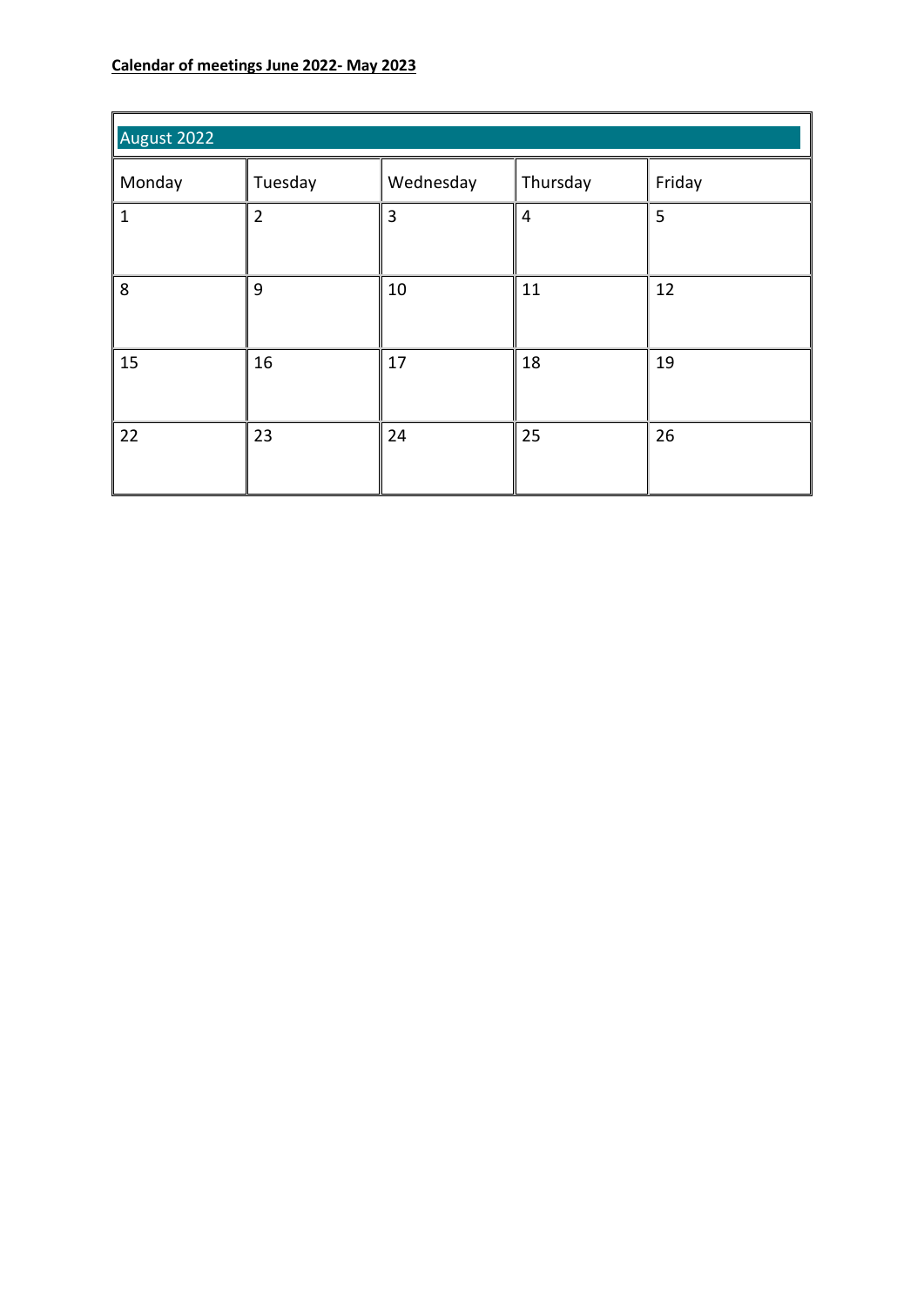**Calendar of meetings June 2022- May 2023**

| August 2022 | | | | |
|---|---|---|---|---|
| Monday | Tuesday | Wednesday | Thursday | Friday |
| 1 | 2 | 3 | 4 | 5 |
| 8 | 9 | 10 | 11 | 12 |
| 15 | 16 | 17 | 18 | 19 |
| 22 | 23 | 24 | 25 | 26 |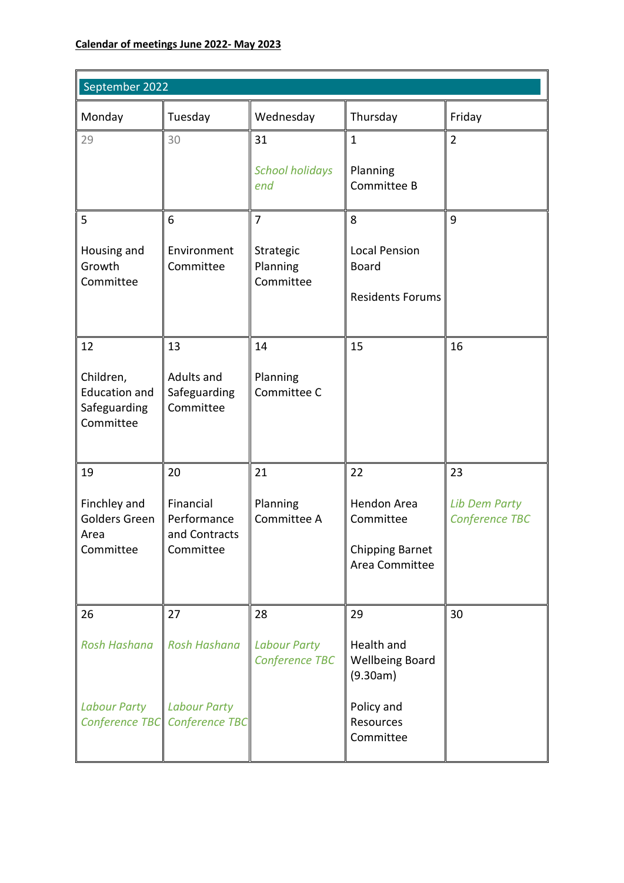**Calendar of meetings June 2022- May 2023**

| September 2022 | | | | |
|---|---|---|---|---|
| Monday | Tuesday | Wednesday | Thursday | Friday |
| 29 | 30 | 31<br><br>*School holidays end* | 1<br><br>Planning Committee B | 2 |
| 5<br><br>Housing and Growth Committee | 6<br><br>Environment Committee | 7<br><br>Strategic Planning Committee | 8<br><br>Local Pension Board<br><br>Residents Forums | 9 |
| 12<br><br>Children, Education and Safeguarding Committee | 13<br><br>Adults and Safeguarding Committee | 14<br><br>Planning Committee C | 15 | 16 |
| 19<br><br>Finchley and Golders Green Area Committee | 20<br><br>Financial Performance and Contracts Committee | 21<br><br>Planning Committee A | 22<br><br>Hendon Area Committee<br><br>Chipping Barnet Area Committee | 23<br><br>*Lib Dem Party Conference TBC* |
| 26<br><br>*Rosh Hashana*<br><br>*Labour Party Conference TBC* | 27<br><br>*Rosh Hashana*<br><br>*Labour Party Conference TBC* | 28<br><br>*Labour Party Conference TBC* | 29<br><br>Health and Wellbeing Board (9.30am)<br><br>Policy and Resources Committee | 30 |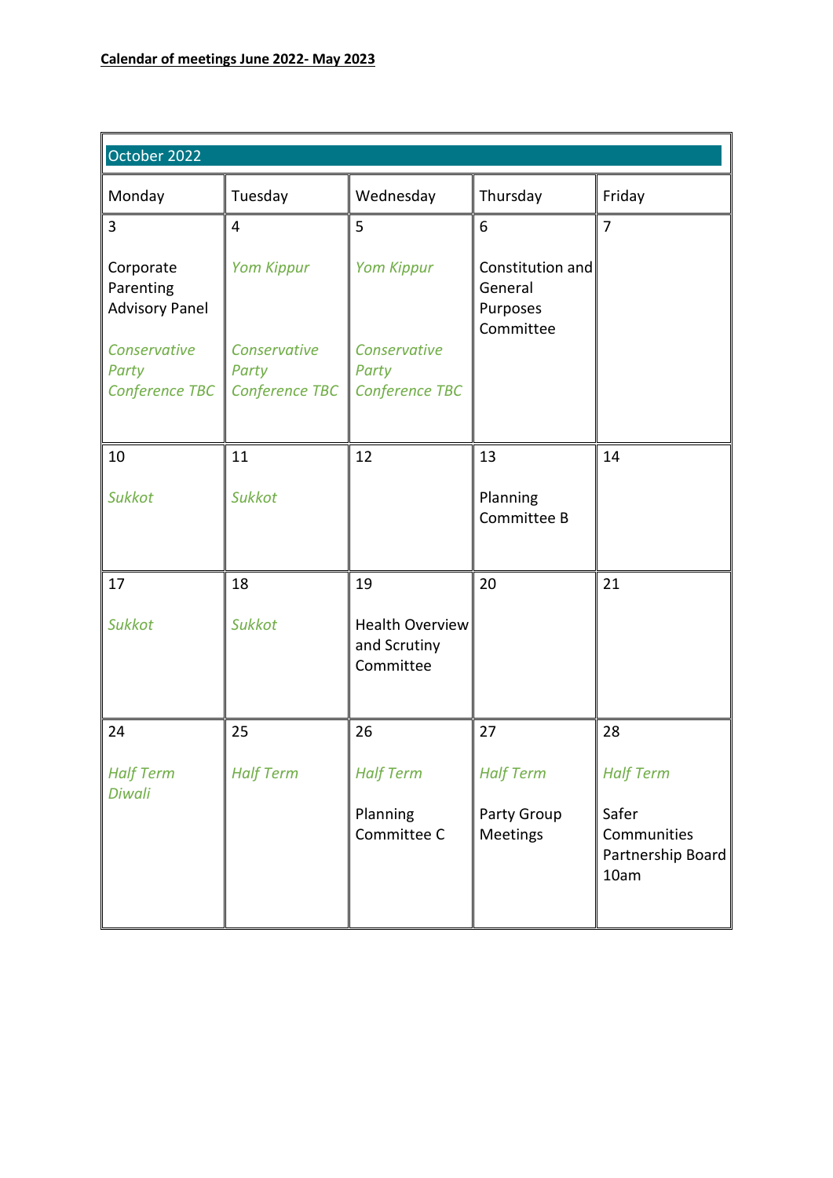**Calendar of meetings June 2022- May 2023**

| October 2022 | | | | |
|---|---|---|---|---|
| Monday | Tuesday | Wednesday | Thursday | Friday |
| 3<br><br>Corporate Parenting Advisory Panel<br><br>*Conservative Party Conference TBC* | 4<br><br>*Yom Kippur*<br><br>*Conservative Party Conference TBC* | 5<br><br>*Yom Kippur*<br><br>*Conservative Party Conference TBC* | 6<br><br>Constitution and General Purposes Committee | 7 |
| 10<br><br>*Sukkot* | 11<br><br>*Sukkot* | 12 | 13<br><br>Planning Committee B | 14 |
| 17<br><br>*Sukkot* | 18<br><br>*Sukkot* | 19<br><br>Health Overview and Scrutiny Committee | 20 | 21 |
| 24<br><br>*Half Term*<br>*Diwali* | 25<br><br>*Half Term* | 26<br><br>*Half Term*<br><br>Planning Committee C | 27<br><br>*Half Term*<br><br>Party Group Meetings | 28<br><br>*Half Term*<br><br>Safer Communities Partnership Board 10am |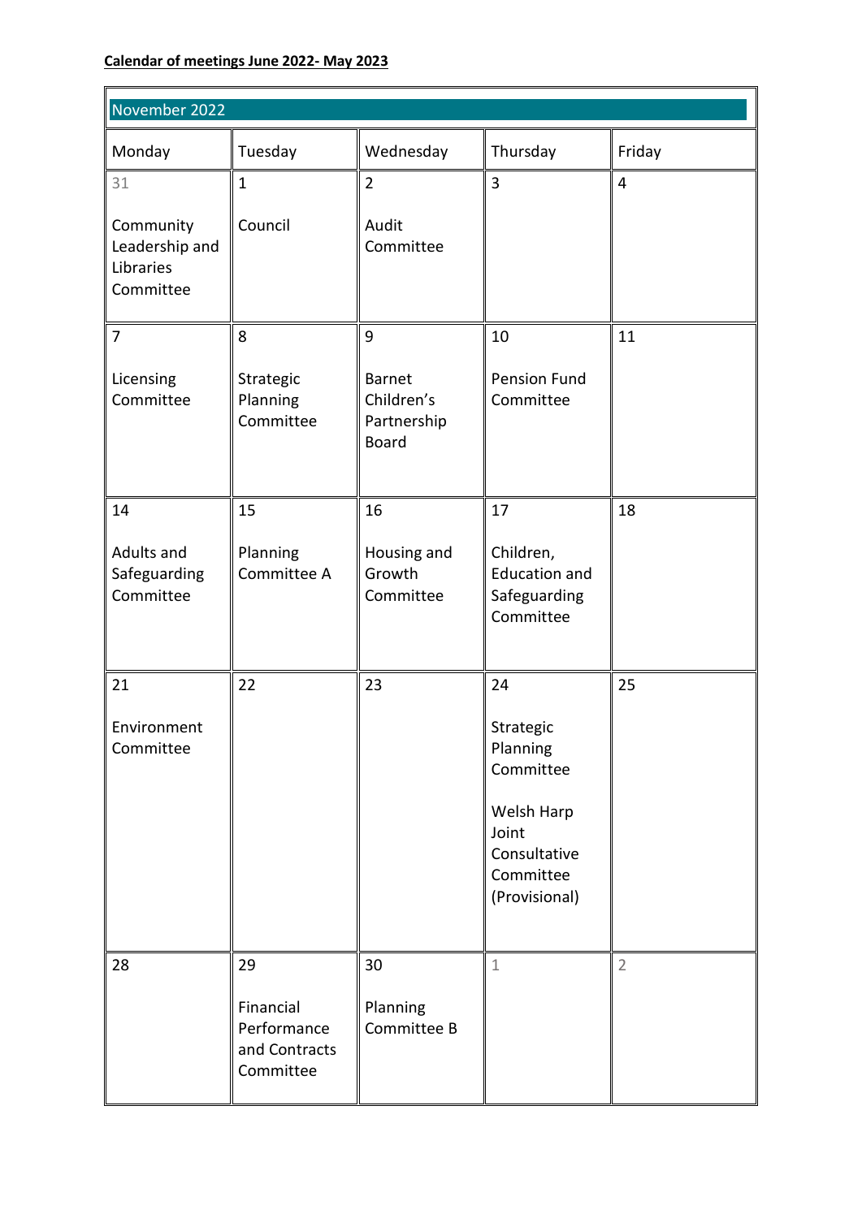**Calendar of meetings June 2022- May 2023**

| November 2022 | | | | |
|---|---|---|---|---|
| Monday | Tuesday | Wednesday | Thursday | Friday |
| 31<br><br>Community Leadership and Libraries Committee | 1<br><br>Council | 2<br><br>Audit Committee | 3 | 4 |
| 7<br><br>Licensing Committee | 8<br><br>Strategic Planning Committee | 9<br><br>Barnet Children's Partnership Board | 10<br><br>Pension Fund Committee | 11 |
| 14<br><br>Adults and Safeguarding Committee | 15<br><br>Planning Committee A | 16<br><br>Housing and Growth Committee | 17<br><br>Children, Education and Safeguarding Committee | 18 |
| 21<br><br>Environment Committee | 22 | 23 | 24<br><br>Strategic Planning Committee<br><br>Welsh Harp Joint Consultative Committee (Provisional) | 25 |
| 28 | 29<br><br>Financial Performance and Contracts Committee | 30<br><br>Planning Committee B | 1 | 2 |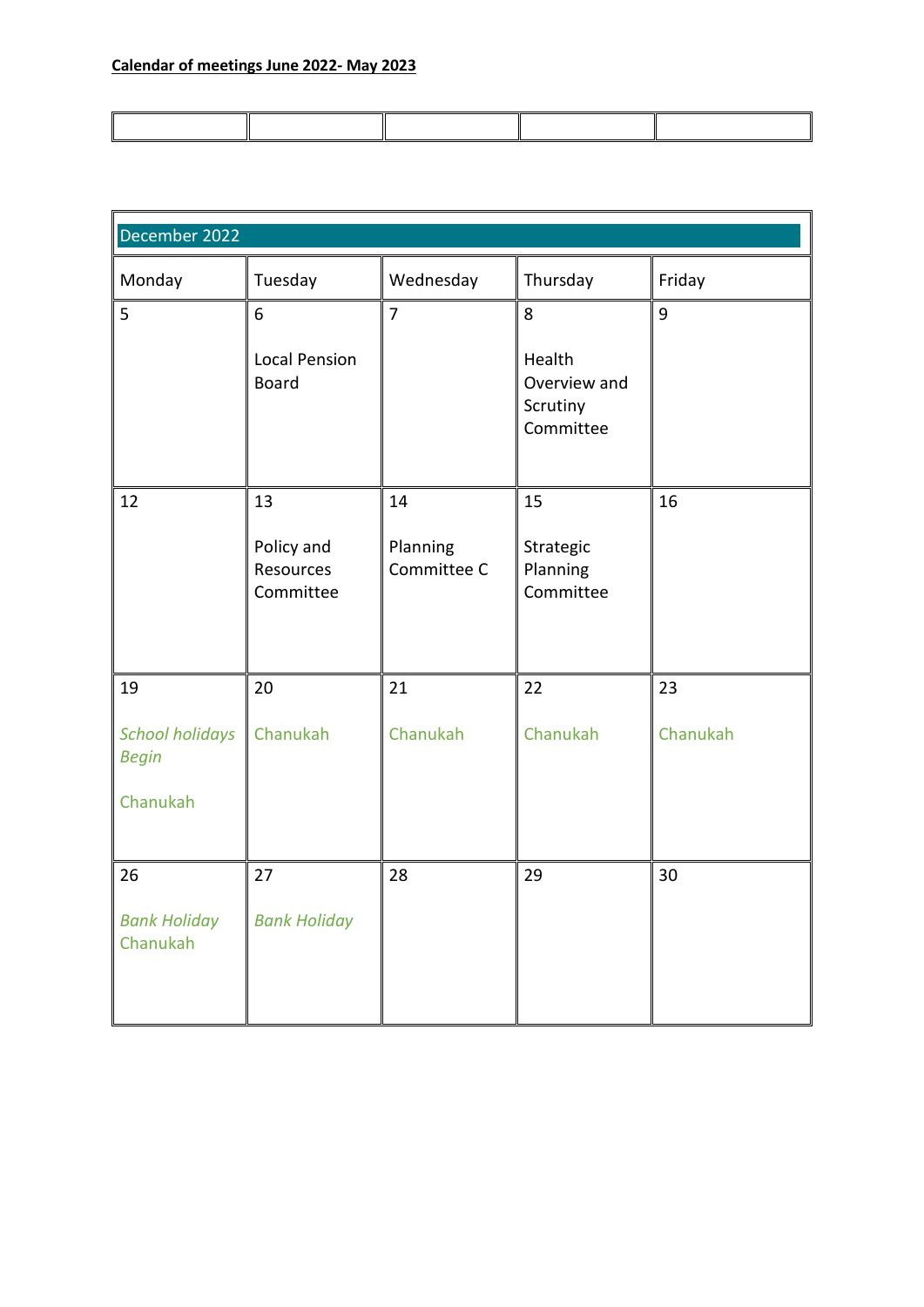**Calendar of meetings June 2022- May 2023**

| | | | | |
|---|---|---|---|---|

| December 2022 | | | | |
|---|---|---|---|---|
| Monday | Tuesday | Wednesday | Thursday | Friday |
| 5 | 6<br><br>Local Pension Board | 7 | 8<br><br>Health Overview and Scrutiny Committee | 9 |
| 12 | 13<br><br>Policy and Resources Committee | 14<br><br>Planning Committee C | 15<br><br>Strategic Planning Committee | 16 |
| 19<br><br>*School holidays Begin*<br><br>Chanukah | 20<br><br>Chanukah | 21<br><br>Chanukah | 22<br><br>Chanukah | 23<br><br>Chanukah |
| 26<br><br>*Bank Holiday*<br>Chanukah | 27<br><br>*Bank Holiday* | 28 | 29 | 30 |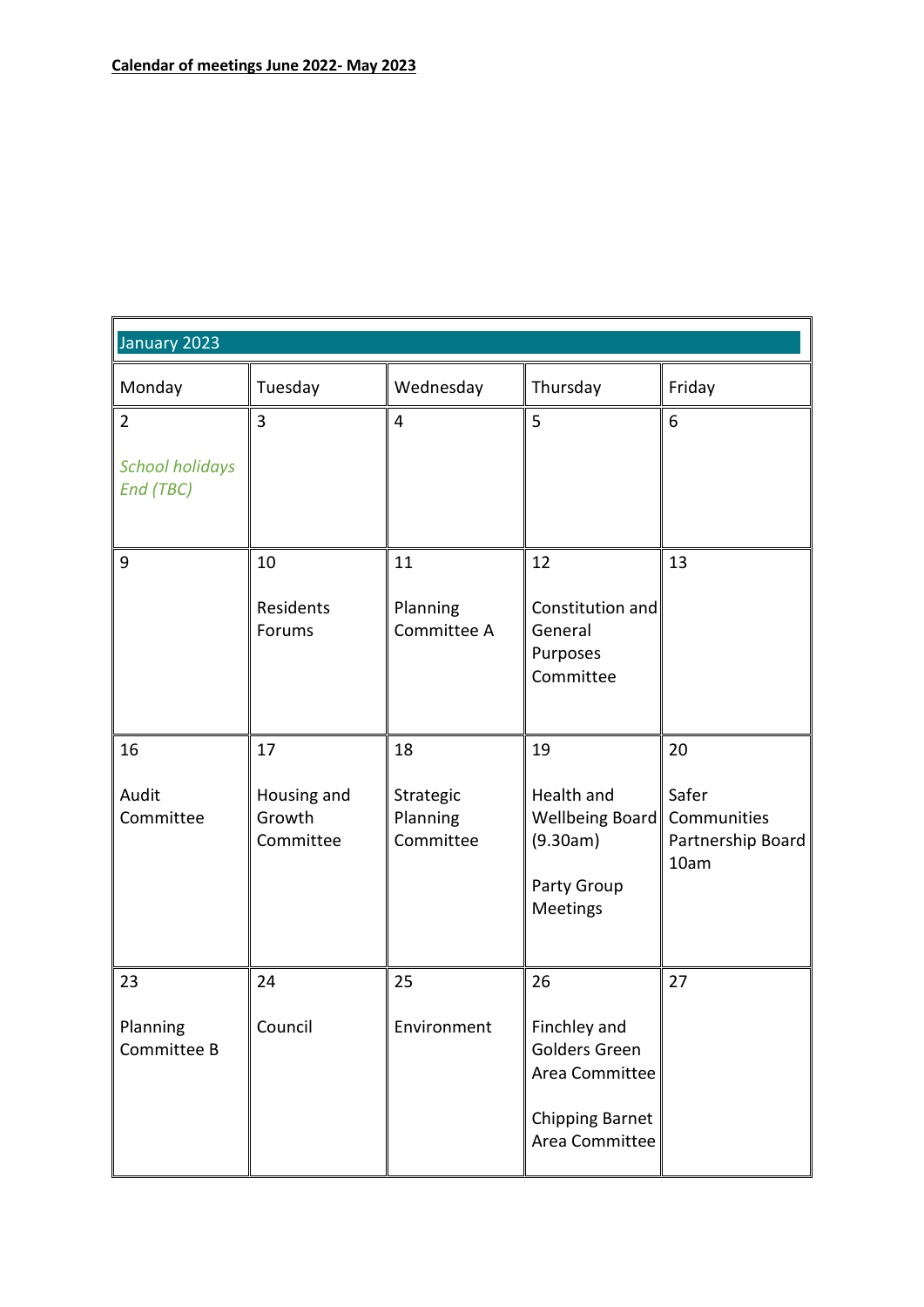**Calendar of meetings June 2022- May 2023**

| January 2023 | | | | |
|---|---|---|---|---|
| Monday | Tuesday | Wednesday | Thursday | Friday |
| 2<br><br>*School holidays End (TBC)* | 3 | 4 | 5 | 6 |
| 9 | 10<br><br>Residents Forums | 11<br><br>Planning Committee A | 12<br><br>Constitution and General Purposes Committee | 13 |
| 16<br><br>Audit Committee | 17<br><br>Housing and Growth Committee | 18<br><br>Strategic Planning Committee | 19<br><br>Health and Wellbeing Board (9.30am)<br><br>Party Group Meetings | 20<br><br>Safer Communities Partnership Board 10am |
| 23<br><br>Planning Committee B | 24<br><br>Council | 25<br><br>Environment | 26<br><br>Finchley and Golders Green Area Committee<br><br>Chipping Barnet Area Committee | 27 |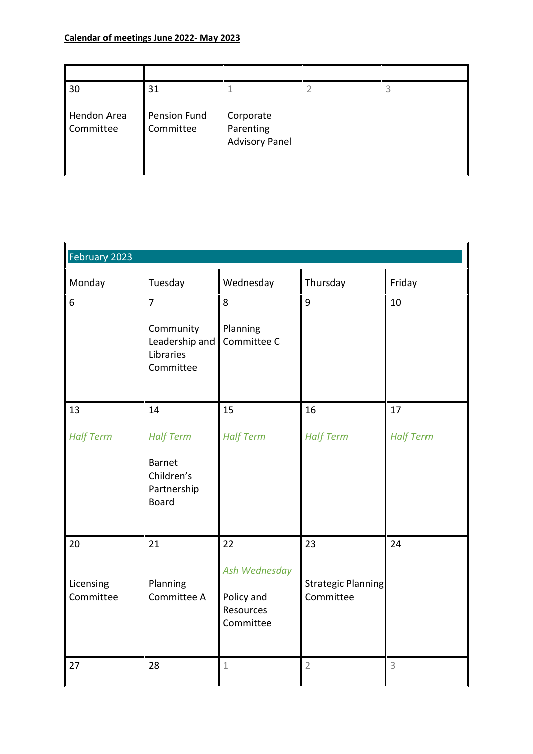**Calendar of meetings June 2022- May 2023**

| | | | | |
|---|---|---|---|---|
| 30<br><br>Hendon Area Committee | 31<br><br>Pension Fund Committee | 1<br><br>Corporate Parenting Advisory Panel | 2 | 3 |

| February 2023 | | | | |
|---|---|---|---|---|
| Monday | Tuesday | Wednesday | Thursday | Friday |
| 6 | 7<br><br>Community Leadership and Libraries Committee | 8<br><br>Planning Committee C | 9 | 10 |
| 13<br><br>*Half Term* | 14<br><br>*Half Term*<br><br>Barnet Children's Partnership Board | 15<br><br>*Half Term* | 16<br><br>*Half Term* | 17<br><br>*Half Term* |
| 20<br><br>Licensing Committee | 21<br><br>Planning Committee A | 22<br><br>*Ash Wednesday*<br><br>Policy and Resources Committee | 23<br><br>Strategic Planning Committee | 24 |
| 27 | 28 | 1 | 2 | 3 |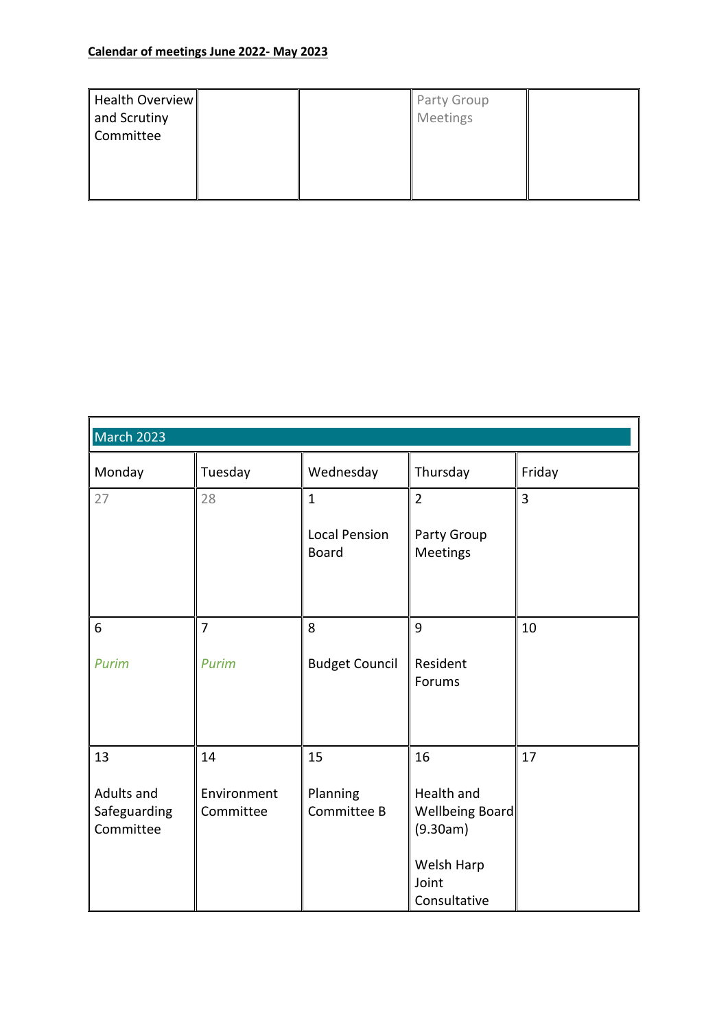**Calendar of meetings June 2022- May 2023**

| Health Overview and Scrutiny Committee | | | Party Group Meetings | |
|---|---|---|---|---|

| March 2023 | | | | |
|---|---|---|---|---|
| Monday | Tuesday | Wednesday | Thursday | Friday |
| 27 | 28 | 1<br><br>Local Pension Board | 2<br><br>Party Group Meetings | 3 |
| 6<br><br>*Purim* | 7<br><br>*Purim* | 8<br><br>Budget Council | 9<br><br>Resident Forums | 10 |
| 13<br><br>Adults and Safeguarding Committee | 14<br><br>Environment Committee | 15<br><br>Planning Committee B | 16<br><br>Health and Wellbeing Board (9.30am)<br><br>Welsh Harp Joint Consultative | 17 |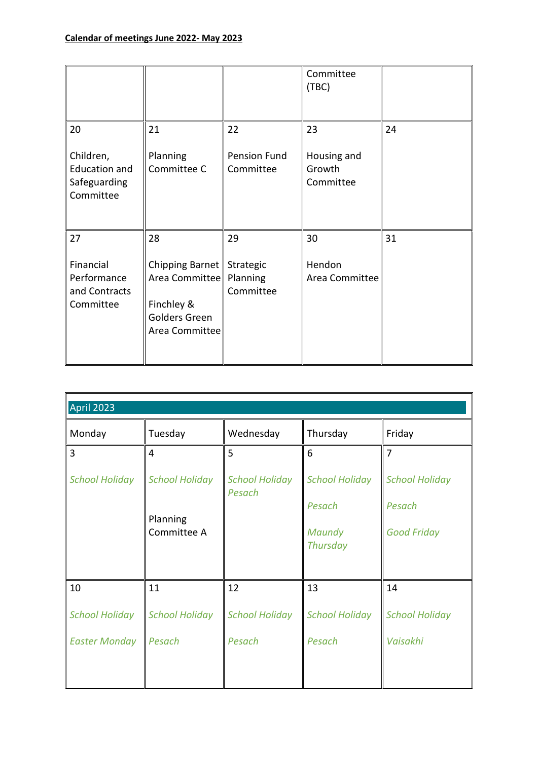**Calendar of meetings June 2022- May 2023**

| | | | | |
|---|---|---|---|---|
| | | | Committee (TBC) | |
| 20<br><br>Children, Education and Safeguarding Committee | 21<br><br>Planning Committee C | 22<br><br>Pension Fund Committee | 23<br><br>Housing and Growth Committee | 24 |
| 27<br><br>Financial Performance and Contracts Committee | 28<br><br>Chipping Barnet Area Committee<br><br>Finchley & Golders Green Area Committee | 29<br><br>Strategic Planning Committee | 30<br><br>Hendon Area Committee | 31 |

| April 2023 | | | | |
|---|---|---|---|---|
| Monday | Tuesday | Wednesday | Thursday | Friday |
| 3<br><br>*School Holiday* | 4<br><br>*School Holiday*<br><br>Planning Committee A | 5<br><br>*School Holiday*<br>*Pesach* | 6<br><br>*School Holiday*<br><br>*Pesach*<br><br>*Maundy Thursday* | 7<br><br>*School Holiday*<br><br>*Pesach*<br><br>*Good Friday* |
| 10<br><br>*School Holiday*<br><br>*Easter Monday* | 11<br><br>*School Holiday*<br><br>*Pesach* | 12<br><br>*School Holiday*<br><br>*Pesach* | 13<br><br>*School Holiday*<br><br>*Pesach* | 14<br><br>*School Holiday*<br><br>*Vaisakhi* |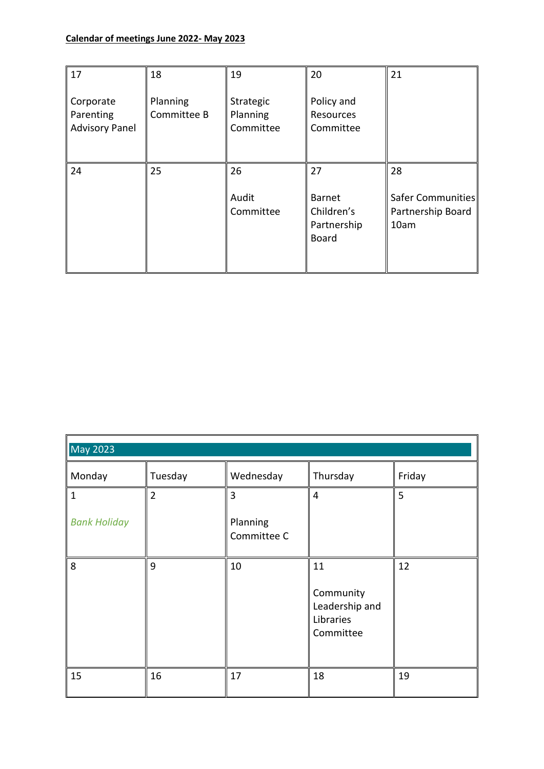**Calendar of meetings June 2022- May 2023**

| 17<br><br>Corporate Parenting Advisory Panel | 18<br><br>Planning Committee B | 19<br><br>Strategic Planning Committee | 20<br><br>Policy and Resources Committee | 21 |
|---|---|---|---|---|
| 24 | 25 | 26<br><br>Audit Committee | 27<br><br>Barnet Children's Partnership Board | 28<br><br>Safer Communities Partnership Board 10am |

| May 2023 | | | | |
|---|---|---|---|---|
| Monday | Tuesday | Wednesday | Thursday | Friday |
| 1<br><br>*Bank Holiday* | 2 | 3<br><br>Planning Committee C | 4 | 5 |
| 8 | 9 | 10 | 11<br><br>Community Leadership and Libraries Committee | 12 |
| 15 | 16 | 17 | 18 | 19 |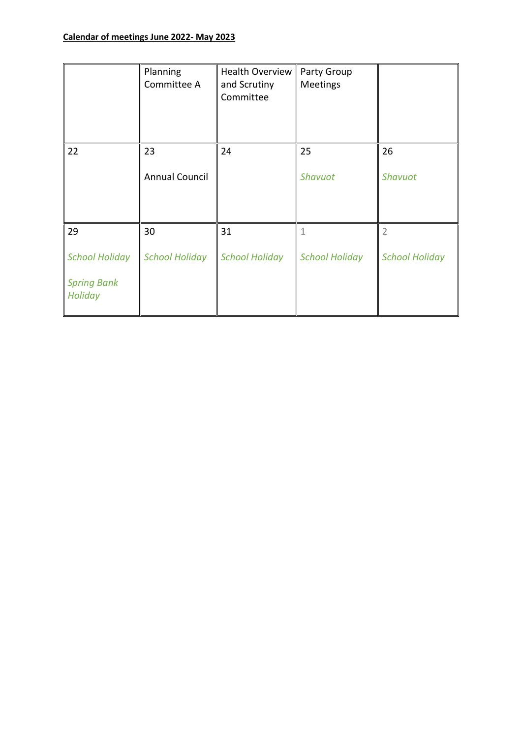**Calendar of meetings June 2022- May 2023**

| | | | | |
|---|---|---|---|---|
| | Planning Committee A | Health Overview and Scrutiny Committee | Party Group Meetings | |
| 22 | 23<br><br>Annual Council | 24 | 25<br><br>*Shavuot* | 26<br><br>*Shavuot* |
| 29<br><br>*School Holiday*<br><br>*Spring Bank Holiday* | 30<br><br>*School Holiday* | 31<br><br>*School Holiday* | 1<br><br>*School Holiday* | 2<br><br>*School Holiday* |